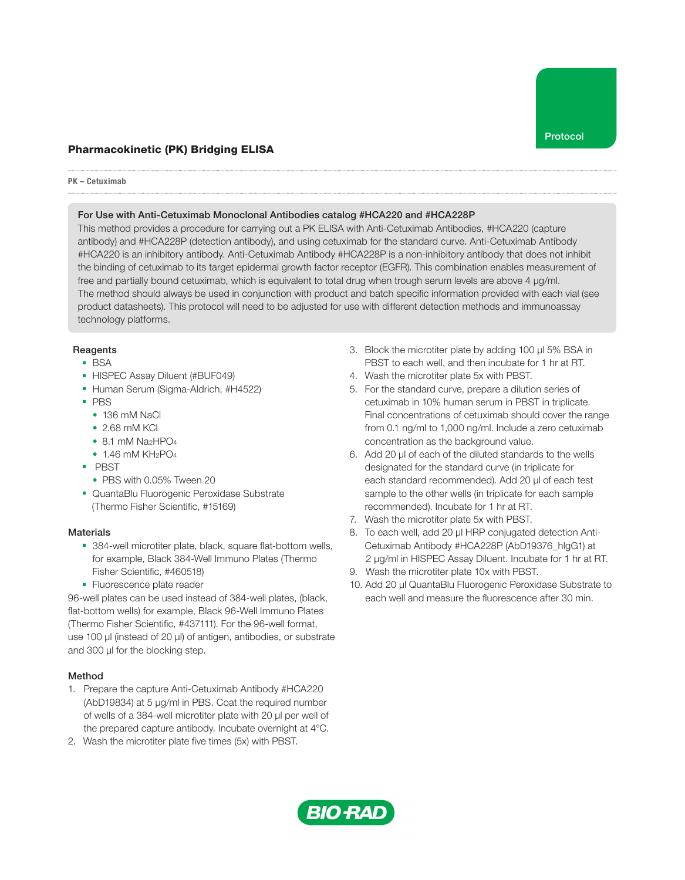Protocol

# Pharmacokinetic (PK) Bridging ELISA

**PK – Cetuximab**

### For Use with Anti-Cetuximab Monoclonal Antibodies catalog #HCA220 and #HCA228P

This method provides a procedure for carrying out a PK ELISA with Anti-Cetuximab Antibodies, #HCA220 (capture antibody) and #HCA228P (detection antibody), and using cetuximab for the standard curve. Anti-Cetuximab Antibody #HCA220 is an inhibitory antibody. Anti-Cetuximab Antibody #HCA228P is a non-inhibitory antibody that does not inhibit the binding of cetuximab to its target epidermal growth factor receptor (EGFR). This combination enables measurement of free and partially bound cetuximab, which is equivalent to total drug when trough serum levels are above 4 µg/ml.

The method should always be used in conjunction with product and batch specific information provided with each vial (see product datasheets). This protocol will need to be adjusted for use with different detection methods and immunoassay technology platforms.

## Reagents

- BSA
- HISPEC Assay Diluent (#BUF049)
- Human Serum (Sigma-Aldrich, #H4522)
- PBS
  - 136 mM NaCl
  - 2.68 mM KCl
  - 8.1 mM $Na_2HPO_4$
  - 1.46 mM $KH_2PO_4$
- PBST
  - PBS with 0.05% Tween 20
- QuantaBlu Fluorogenic Peroxidase Substrate (Thermo Fisher Scientific, #15169)

## Materials

- 384-well microtiter plate, black, square flat-bottom wells, for example, Black 384-Well Immuno Plates (Thermo Fisher Scientific, #460518)
- Fluorescence plate reader

96-well plates can be used instead of 384-well plates, (black, flat-bottom wells) for example, Black 96-Well Immuno Plates (Thermo Fisher Scientific, #437111). For the 96-well format, use 100 µl (instead of 20 µl) of antigen, antibodies, or substrate and 300 µl for the blocking step.

## Method

1. Prepare the capture Anti-Cetuximab Antibody #HCA220 (AbD19834) at 5 µg/ml in PBS. Coat the required number of wells of a 384-well microtiter plate with 20 µl per well of the prepared capture antibody. Incubate overnight at 4°C.
2. Wash the microtiter plate five times (5x) with PBST.
3. Block the microtiter plate by adding 100 µl 5% BSA in PBST to each well, and then incubate for 1 hr at RT.
4. Wash the microtiter plate 5x with PBST.
5. For the standard curve, prepare a dilution series of cetuximab in 10% human serum in PBST in triplicate. Final concentrations of cetuximab should cover the range from 0.1 ng/ml to 1,000 ng/ml. Include a zero cetuximab concentration as the background value.
6. Add 20 µl of each of the diluted standards to the wells designated for the standard curve (in triplicate for each standard recommended). Add 20 µl of each test sample to the other wells (in triplicate for each sample recommended). Incubate for 1 hr at RT.
7. Wash the microtiter plate 5x with PBST.
8. To each well, add 20 µl HRP conjugated detection Anti-Cetuximab Antibody #HCA228P (AbD19376_hIgG1) at 2 µg/ml in HISPEC Assay Diluent. Incubate for 1 hr at RT.
9. Wash the microtiter plate 10x with PBST.
10. Add 20 µl QuantaBlu Fluorogenic Peroxidase Substrate to each well and measure the fluorescence after 30 min.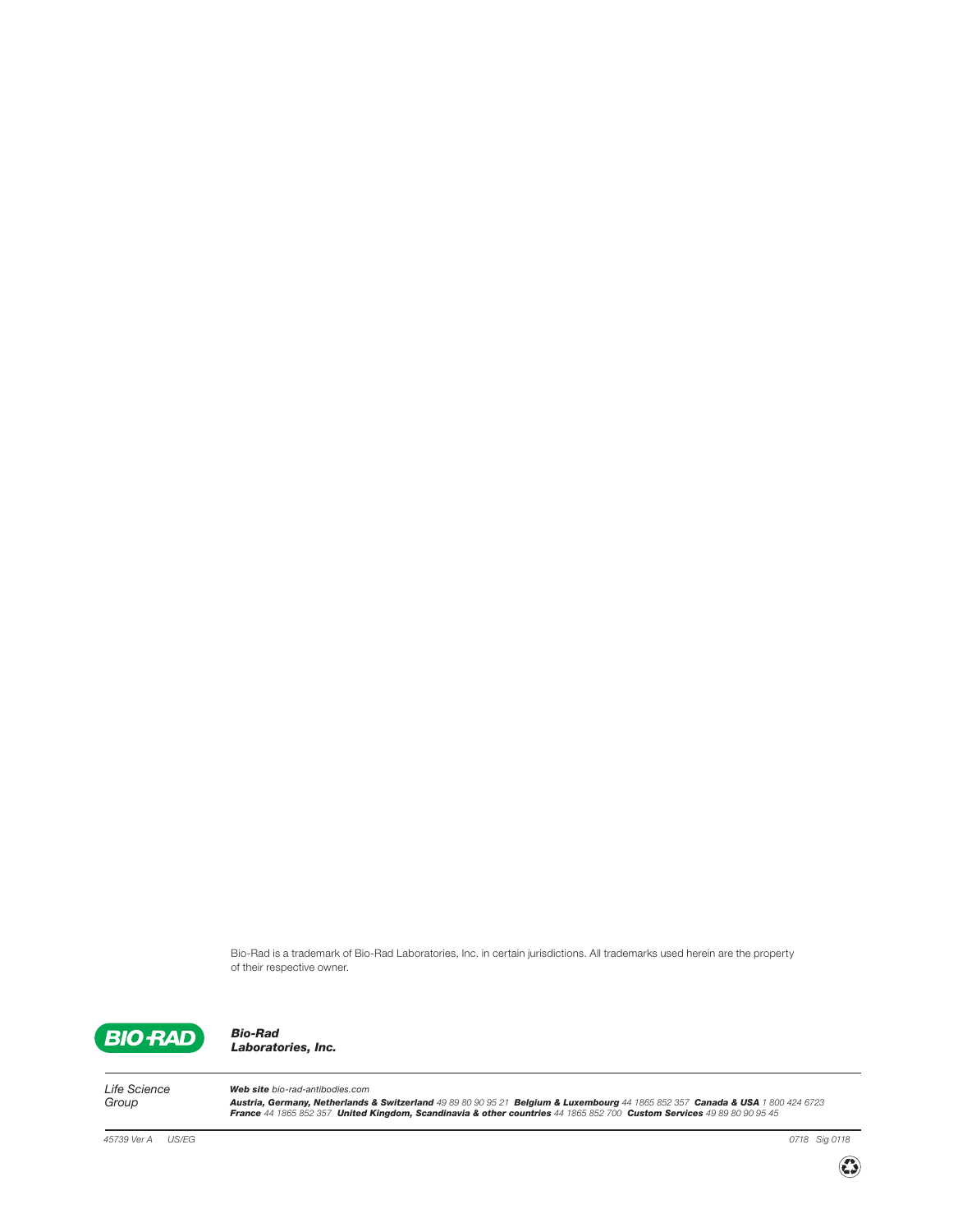Bio-Rad is a trademark of Bio-Rad Laboratories, Inc. in certain jurisdictions. All trademarks used herein are the property of their respective owner.

BIO-RAD

***Bio-Rad Laboratories, Inc.***

*Life Science Group*

***Web site*** *bio-rad-antibodies.com*
***Austria, Germany, Netherlands & Switzerland*** *49 89 80 90 95 21* ***Belgium & Luxembourg*** *44 1865 852 357* ***Canada & USA*** *1 800 424 6723* ***France*** *44 1865 852 357* ***United Kingdom, Scandinavia & other countries*** *44 1865 852 700* ***Custom Services*** *49 89 80 90 95 45*

*45739 Ver A US/EG* *0718 Sig 0118*